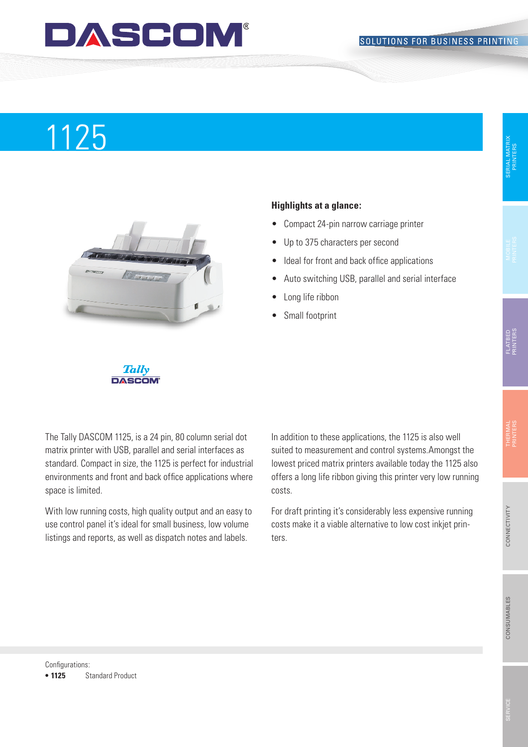# 1125

**Highlights at a glance:**

- Compact 24-pin narrow carriage printer
- Up to 375 characters per second
- Ideal for front and back office applications
- Auto switching USB, parallel and serial interface
- Long life ribbon
- Small footprint

The Tally DASCOM 1125, is a 24 pin, 80 column serial dot matrix printer with USB, parallel and serial interfaces as standard. Compact in size, the 1125 is perfect for industrial environments and front and back office applications where space is limited.

With low running costs, high quality output and an easy to use control panel it's ideal for small business, low volume listings and reports, as well as dispatch notes and labels.

In addition to these applications, the 1125 is also well suited to measurement and control systems.Amongst the lowest priced matrix printers available today the 1125 also offers a long life ribbon giving this printer very low running costs.

For draft printing it's considerably less expensive running costs make it a viable alternative to low cost inkjet printers.

Configurations:

- **1125** Standard Product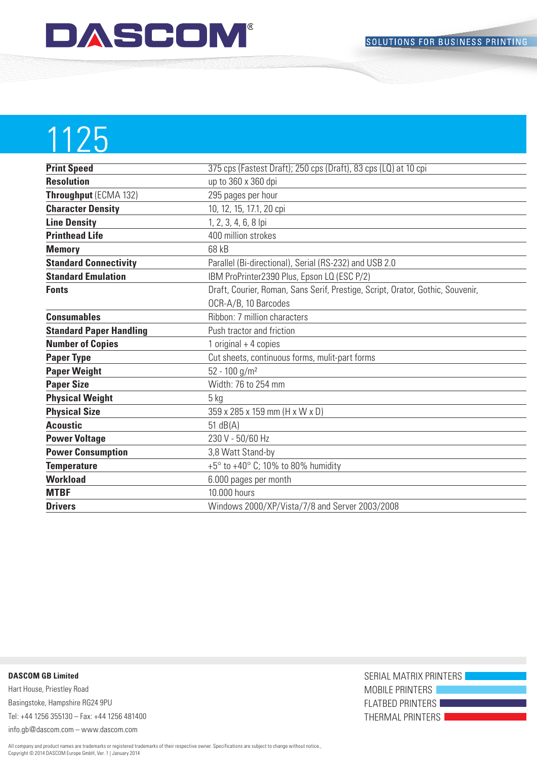DASCOM®

SOLUTIONS FOR BUSINESS PRINTING

# 1125

| | |
|---|---|
| **Print Speed** | 375 cps (Fastest Draft); 250 cps (Draft), 83 cps (LQ) at 10 cpi |
| **Resolution** | up to 360 x 360 dpi |
| **Throughput** (ECMA 132) | 295 pages per hour |
| **Character Density** | 10, 12, 15, 17.1, 20 cpi |
| **Line Density** | 1, 2, 3, 4, 6, 8 lpi |
| **Printhead Life** | 400 million strokes |
| **Memory** | 68 kB |
| **Standard Connectivity** | Parallel (Bi-directional), Serial (RS-232) and USB 2.0 |
| **Standard Emulation** | IBM ProPrinter2390 Plus, Epson LQ (ESC P/2) |
| **Fonts** | Draft, Courier, Roman, Sans Serif, Prestige, Script, Orator, Gothic, Souvenir, OCR-A/B, 10 Barcodes |
| **Consumables** | Ribbon: 7 million characters |
| **Standard Paper Handling** | Push tractor and friction |
| **Number of Copies** | 1 original + 4 copies |
| **Paper Type** | Cut sheets, continuous forms, mulit-part forms |
| **Paper Weight** | 52 - 100 g/m² |
| **Paper Size** | Width: 76 to 254 mm |
| **Physical Weight** | 5 kg |
| **Physical Size** | 359 x 285 x 159 mm (H x W x D) |
| **Acoustic** | 51 dB(A) |
| **Power Voltage** | 230 V - 50/60 Hz |
| **Power Consumption** | 3,8 Watt Stand-by |
| **Temperature** | +5° to +40° C; 10% to 80% humidity |
| **Workload** | 6.000 pages per month |
| **MTBF** | 10.000 hours |
| **Drivers** | Windows 2000/XP/Vista/7/8 and Server 2003/2008 |

**DASCOM GB Limited**
Hart House, Priestley Road
Basingstoke, Hampshire RG24 9PU
Tel: +44 1256 355130 – Fax: +44 1256 481400
info.gb@dascom.com – www.dascom.com

SERIAL MATRIX PRINTERS
MOBILE PRINTERS
FLATBED PRINTERS
THERMAL PRINTERS

All company and product names are trademarks or registered trademarks of their respective owner. Specifications are subject to change without notice.,
Copyright © 2014 DASCOM Europe GmbH, Ver. 1 | January 2014